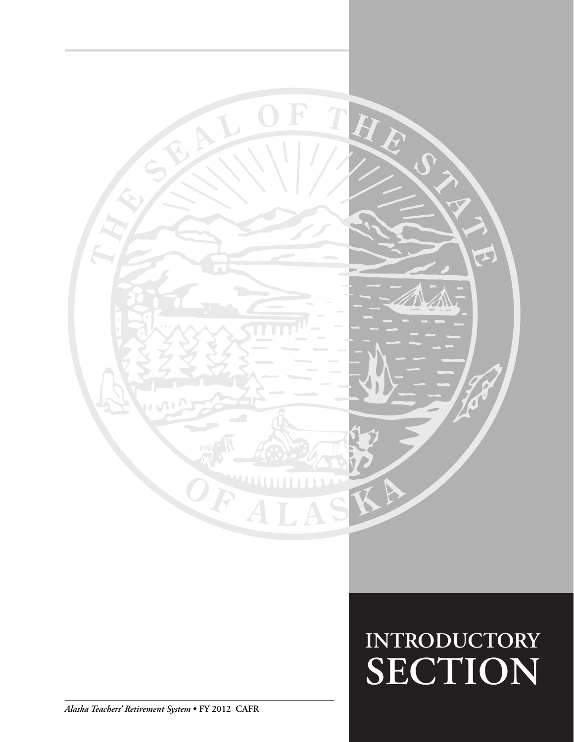# INTRODUCTORY SECTION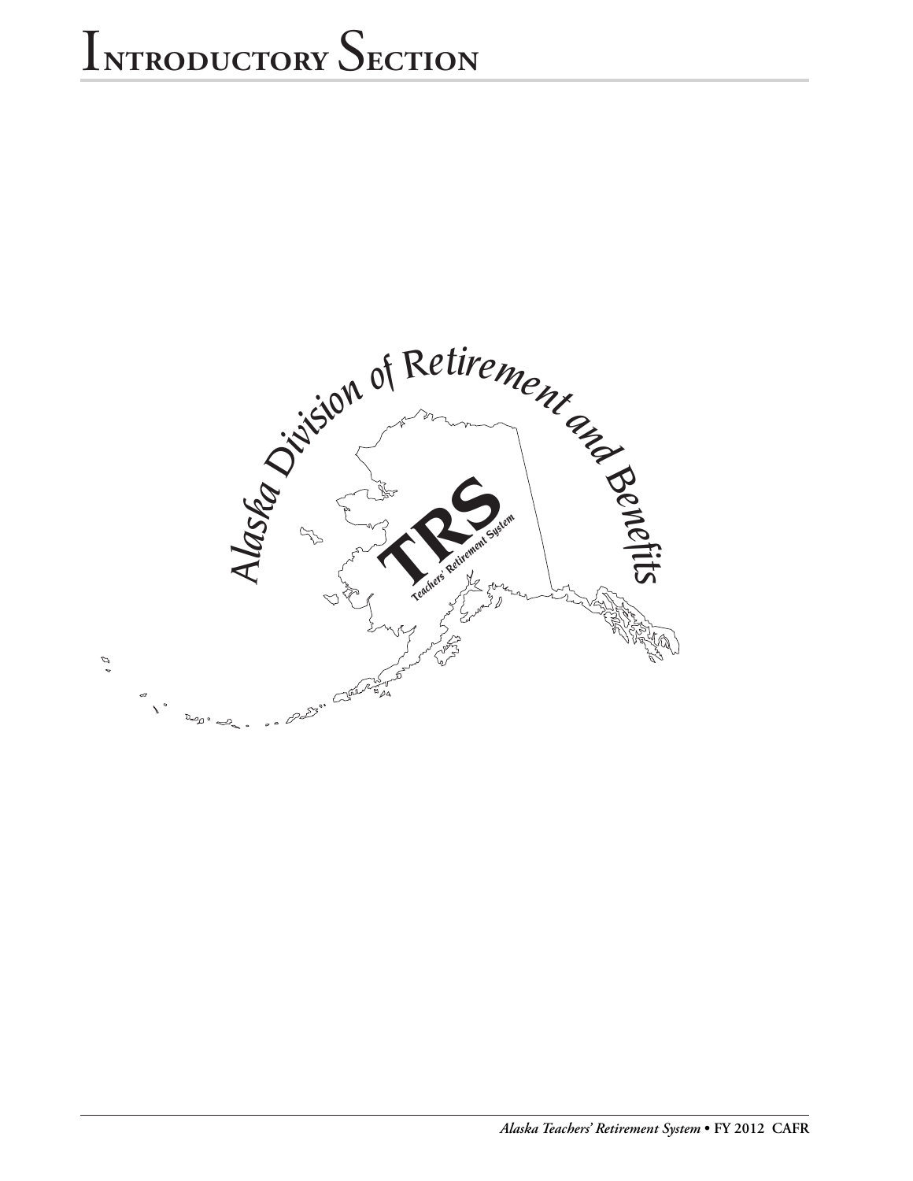# Introductory Section

Alaska Division of Retirement and Benefits

TRS

Teachers' Retirement System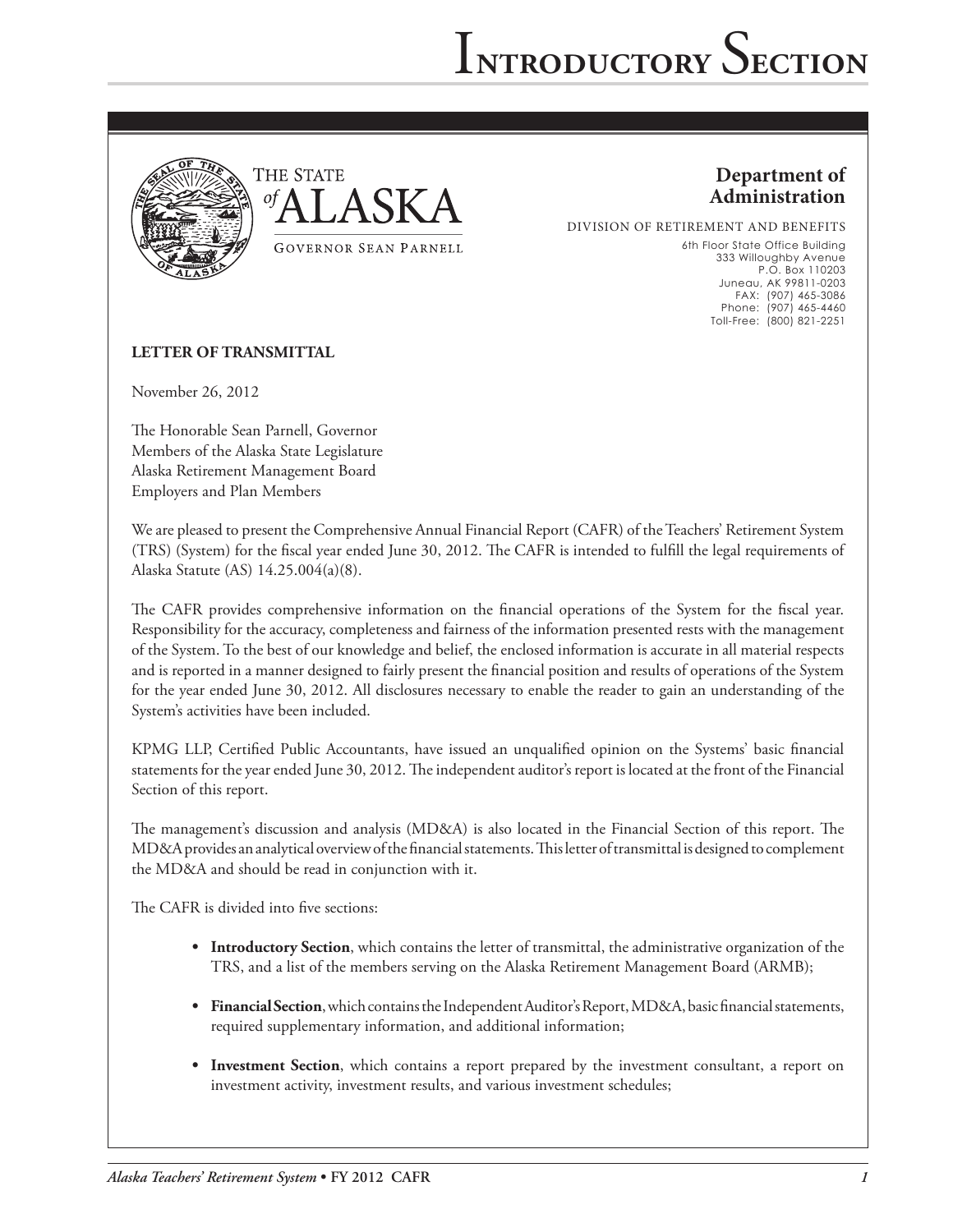# Introductory Section

THE STATE *of* ALASKA

GOVERNOR SEAN PARNELL

**Department of Administration**

DIVISION OF RETIREMENT AND BENEFITS

6th Floor State Office Building
333 Willoughby Avenue
P.O. Box 110203
Juneau, AK 99811-0203
FAX: (907) 465-3086
Phone: (907) 465-4460
Toll-Free: (800) 821-2251

**LETTER OF TRANSMITTAL**

November 26, 2012

The Honorable Sean Parnell, Governor
Members of the Alaska State Legislature
Alaska Retirement Management Board
Employers and Plan Members

We are pleased to present the Comprehensive Annual Financial Report (CAFR) of the Teachers' Retirement System (TRS) (System) for the fiscal year ended June 30, 2012. The CAFR is intended to fulfill the legal requirements of Alaska Statute (AS) 14.25.004(a)(8).

The CAFR provides comprehensive information on the financial operations of the System for the fiscal year. Responsibility for the accuracy, completeness and fairness of the information presented rests with the management of the System. To the best of our knowledge and belief, the enclosed information is accurate in all material respects and is reported in a manner designed to fairly present the financial position and results of operations of the System for the year ended June 30, 2012. All disclosures necessary to enable the reader to gain an understanding of the System's activities have been included.

KPMG LLP, Certified Public Accountants, have issued an unqualified opinion on the Systems' basic financial statements for the year ended June 30, 2012. The independent auditor's report is located at the front of the Financial Section of this report.

The management's discussion and analysis (MD&A) is also located in the Financial Section of this report. The MD&A provides an analytical overview of the financial statements. This letter of transmittal is designed to complement the MD&A and should be read in conjunction with it.

The CAFR is divided into five sections:

- **Introductory Section**, which contains the letter of transmittal, the administrative organization of the TRS, and a list of the members serving on the Alaska Retirement Management Board (ARMB);
- **Financial Section**, which contains the Independent Auditor's Report, MD&A, basic financial statements, required supplementary information, and additional information;
- **Investment Section**, which contains a report prepared by the investment consultant, a report on investment activity, investment results, and various investment schedules;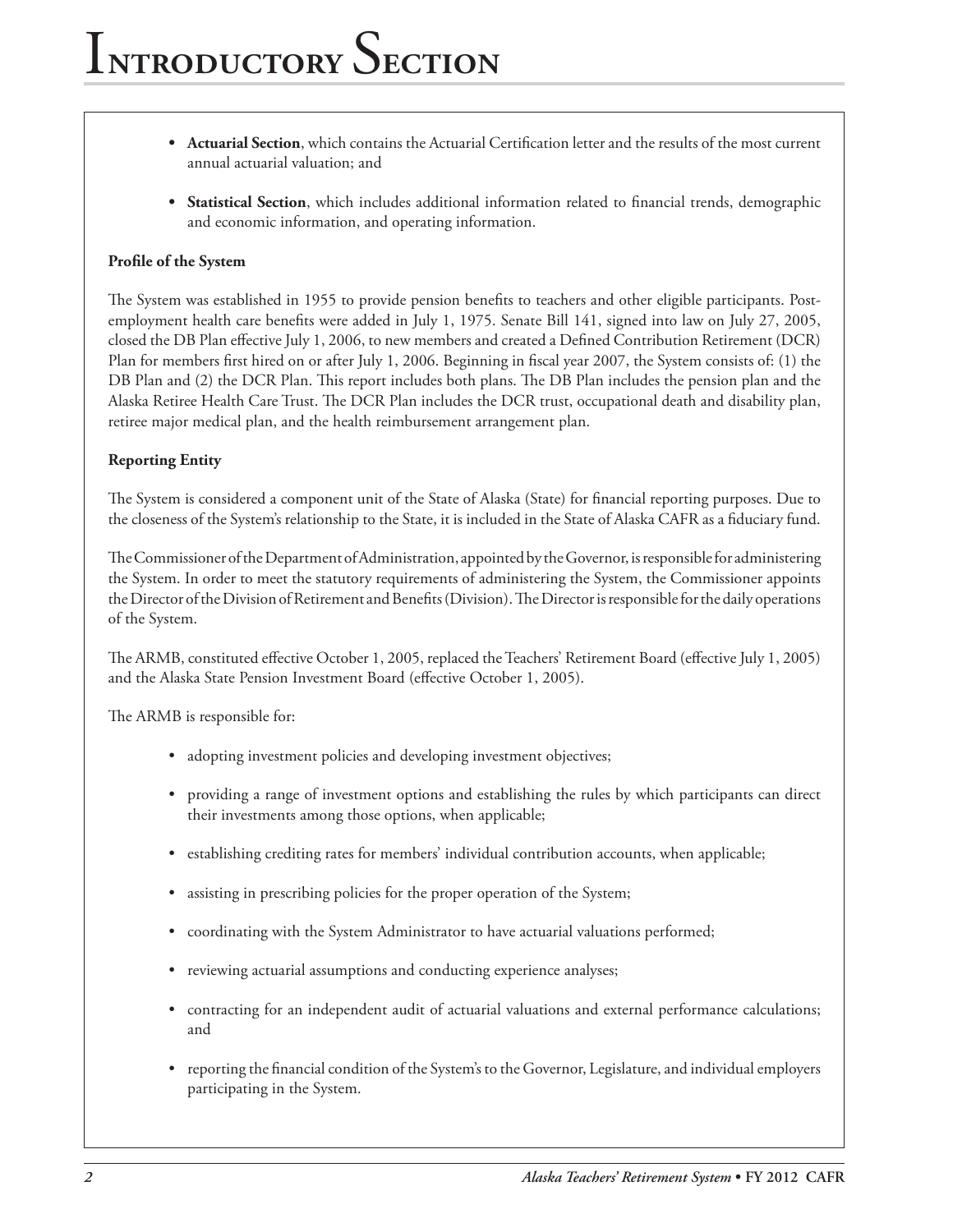- **Actuarial Section**, which contains the Actuarial Certification letter and the results of the most current annual actuarial valuation; and

- **Statistical Section**, which includes additional information related to financial trends, demographic and economic information, and operating information.

**Profile of the System**

The System was established in 1955 to provide pension benefits to teachers and other eligible participants. Post-employment health care benefits were added in July 1, 1975. Senate Bill 141, signed into law on July 27, 2005, closed the DB Plan effective July 1, 2006, to new members and created a Defined Contribution Retirement (DCR) Plan for members first hired on or after July 1, 2006. Beginning in fiscal year 2007, the System consists of: (1) the DB Plan and (2) the DCR Plan. This report includes both plans. The DB Plan includes the pension plan and the Alaska Retiree Health Care Trust. The DCR Plan includes the DCR trust, occupational death and disability plan, retiree major medical plan, and the health reimbursement arrangement plan.

**Reporting Entity**

The System is considered a component unit of the State of Alaska (State) for financial reporting purposes. Due to the closeness of the System's relationship to the State, it is included in the State of Alaska CAFR as a fiduciary fund.

The Commissioner of the Department of Administration, appointed by the Governor, is responsible for administering the System. In order to meet the statutory requirements of administering the System, the Commissioner appoints the Director of the Division of Retirement and Benefits (Division). The Director is responsible for the daily operations of the System.

The ARMB, constituted effective October 1, 2005, replaced the Teachers' Retirement Board (effective July 1, 2005) and the Alaska State Pension Investment Board (effective October 1, 2005).

The ARMB is responsible for:

- adopting investment policies and developing investment objectives;
- providing a range of investment options and establishing the rules by which participants can direct their investments among those options, when applicable;
- establishing crediting rates for members' individual contribution accounts, when applicable;
- assisting in prescribing policies for the proper operation of the System;
- coordinating with the System Administrator to have actuarial valuations performed;
- reviewing actuarial assumptions and conducting experience analyses;
- contracting for an independent audit of actuarial valuations and external performance calculations; and
- reporting the financial condition of the System's to the Governor, Legislature, and individual employers participating in the System.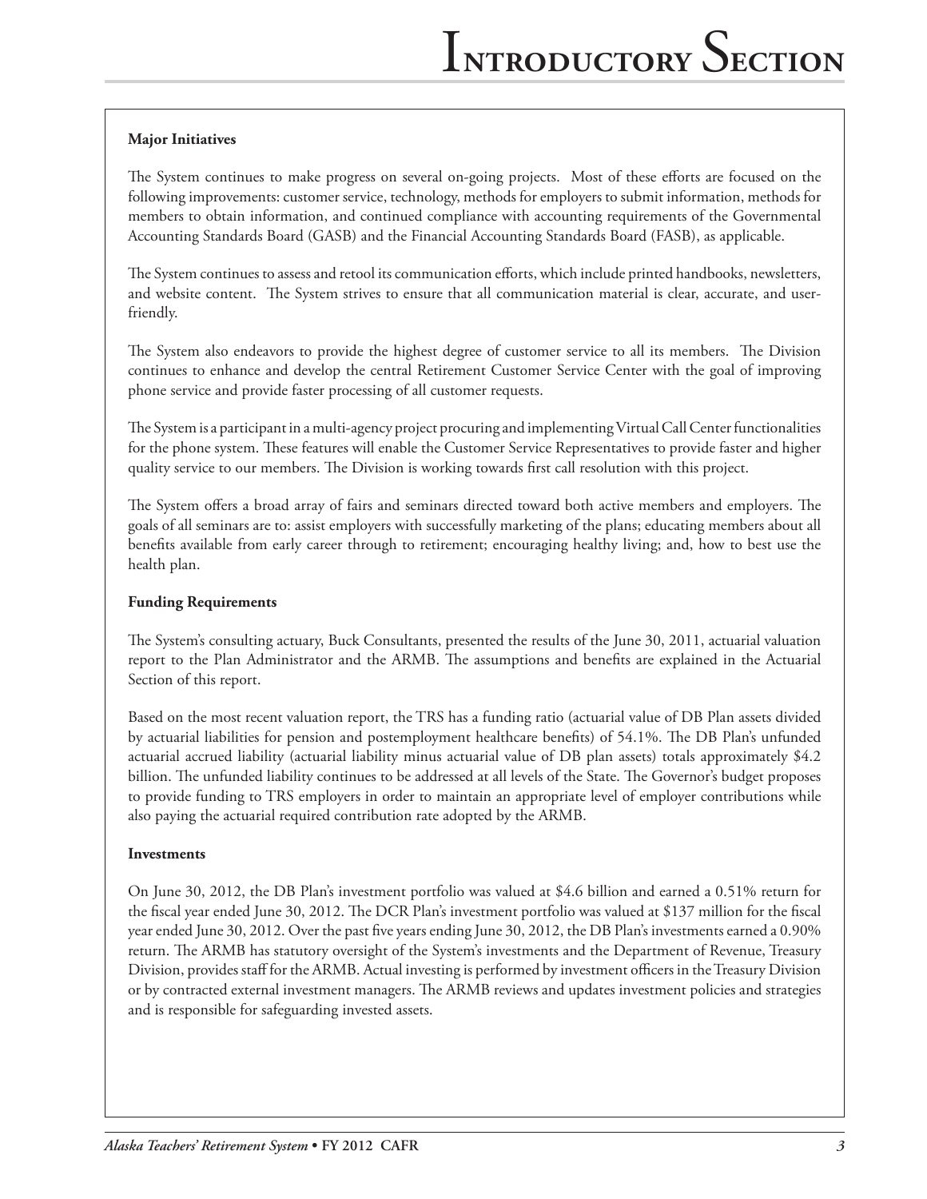### Major Initiatives

The System continues to make progress on several on-going projects. Most of these efforts are focused on the following improvements: customer service, technology, methods for employers to submit information, methods for members to obtain information, and continued compliance with accounting requirements of the Governmental Accounting Standards Board (GASB) and the Financial Accounting Standards Board (FASB), as applicable.

The System continues to assess and retool its communication efforts, which include printed handbooks, newsletters, and website content. The System strives to ensure that all communication material is clear, accurate, and user-friendly.

The System also endeavors to provide the highest degree of customer service to all its members. The Division continues to enhance and develop the central Retirement Customer Service Center with the goal of improving phone service and provide faster processing of all customer requests.

The System is a participant in a multi-agency project procuring and implementing Virtual Call Center functionalities for the phone system. These features will enable the Customer Service Representatives to provide faster and higher quality service to our members. The Division is working towards first call resolution with this project.

The System offers a broad array of fairs and seminars directed toward both active members and employers. The goals of all seminars are to: assist employers with successfully marketing of the plans; educating members about all benefits available from early career through to retirement; encouraging healthy living; and, how to best use the health plan.

### Funding Requirements

The System's consulting actuary, Buck Consultants, presented the results of the June 30, 2011, actuarial valuation report to the Plan Administrator and the ARMB. The assumptions and benefits are explained in the Actuarial Section of this report.

Based on the most recent valuation report, the TRS has a funding ratio (actuarial value of DB Plan assets divided by actuarial liabilities for pension and postemployment healthcare benefits) of 54.1%. The DB Plan's unfunded actuarial accrued liability (actuarial liability minus actuarial value of DB plan assets) totals approximately $4.2 billion. The unfunded liability continues to be addressed at all levels of the State. The Governor's budget proposes to provide funding to TRS employers in order to maintain an appropriate level of employer contributions while also paying the actuarial required contribution rate adopted by the ARMB.

### Investments

On June 30, 2012, the DB Plan's investment portfolio was valued at $4.6 billion and earned a 0.51% return for the fiscal year ended June 30, 2012. The DCR Plan's investment portfolio was valued at $137 million for the fiscal year ended June 30, 2012. Over the past five years ending June 30, 2012, the DB Plan's investments earned a 0.90% return. The ARMB has statutory oversight of the System's investments and the Department of Revenue, Treasury Division, provides staff for the ARMB. Actual investing is performed by investment officers in the Treasury Division or by contracted external investment managers. The ARMB reviews and updates investment policies and strategies and is responsible for safeguarding invested assets.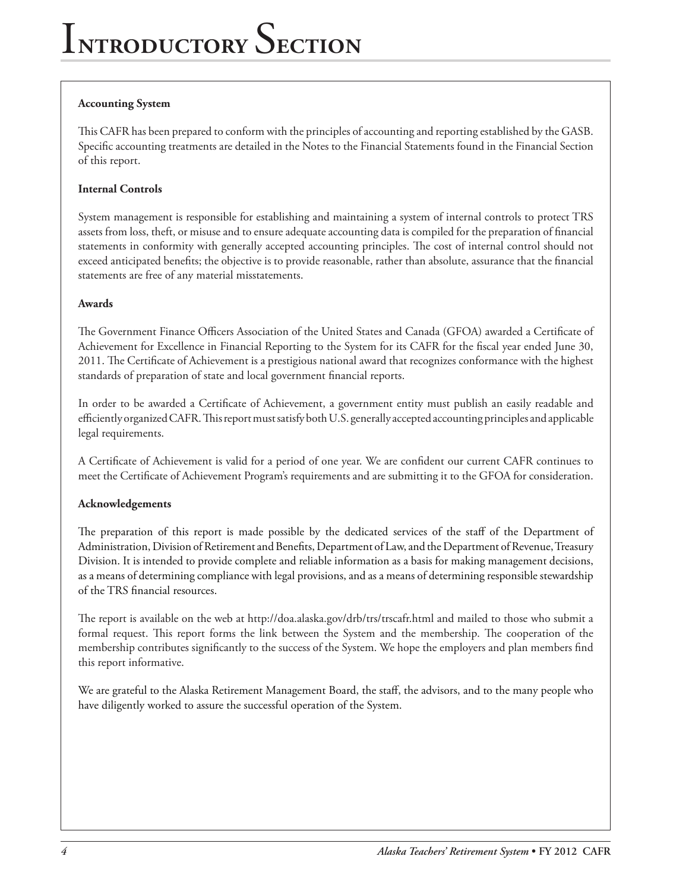# Introductory Section

**Accounting System**

This CAFR has been prepared to conform with the principles of accounting and reporting established by the GASB. Specific accounting treatments are detailed in the Notes to the Financial Statements found in the Financial Section of this report.

**Internal Controls**

System management is responsible for establishing and maintaining a system of internal controls to protect TRS assets from loss, theft, or misuse and to ensure adequate accounting data is compiled for the preparation of financial statements in conformity with generally accepted accounting principles. The cost of internal control should not exceed anticipated benefits; the objective is to provide reasonable, rather than absolute, assurance that the financial statements are free of any material misstatements.

**Awards**

The Government Finance Officers Association of the United States and Canada (GFOA) awarded a Certificate of Achievement for Excellence in Financial Reporting to the System for its CAFR for the fiscal year ended June 30, 2011. The Certificate of Achievement is a prestigious national award that recognizes conformance with the highest standards of preparation of state and local government financial reports.

In order to be awarded a Certificate of Achievement, a government entity must publish an easily readable and efficiently organized CAFR. This report must satisfy both U.S. generally accepted accounting principles and applicable legal requirements.

A Certificate of Achievement is valid for a period of one year. We are confident our current CAFR continues to meet the Certificate of Achievement Program's requirements and are submitting it to the GFOA for consideration.

**Acknowledgements**

The preparation of this report is made possible by the dedicated services of the staff of the Department of Administration, Division of Retirement and Benefits, Department of Law, and the Department of Revenue, Treasury Division. It is intended to provide complete and reliable information as a basis for making management decisions, as a means of determining compliance with legal provisions, and as a means of determining responsible stewardship of the TRS financial resources.

The report is available on the web at http://doa.alaska.gov/drb/trs/trscafr.html and mailed to those who submit a formal request. This report forms the link between the System and the membership. The cooperation of the membership contributes significantly to the success of the System. We hope the employers and plan members find this report informative.

We are grateful to the Alaska Retirement Management Board, the staff, the advisors, and to the many people who have diligently worked to assure the successful operation of the System.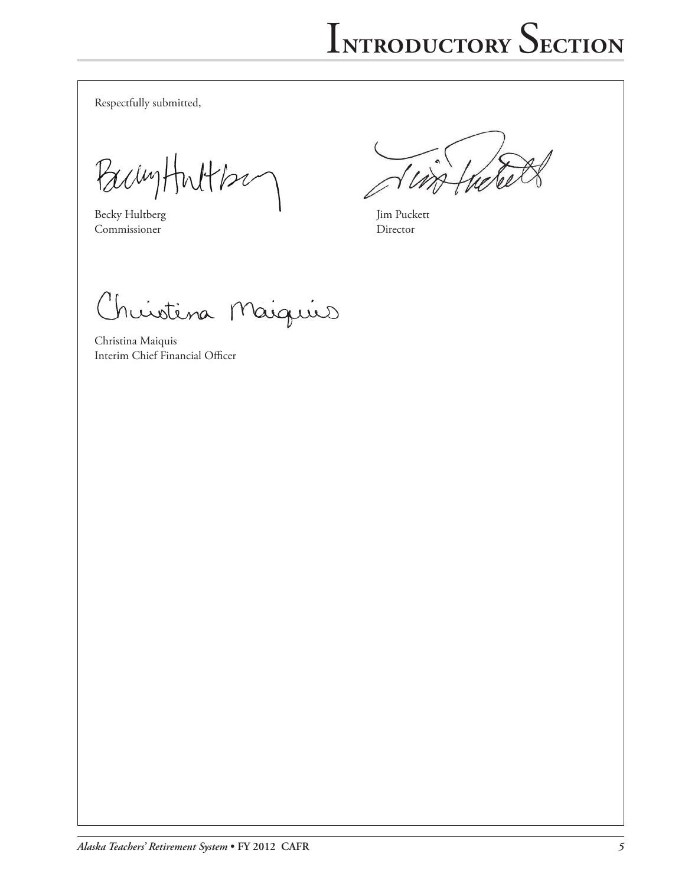Respectfully submitted,

Becky Hultberg
Commissioner

Jim Puckett
Director

Christina Maiquis
Interim Chief Financial Officer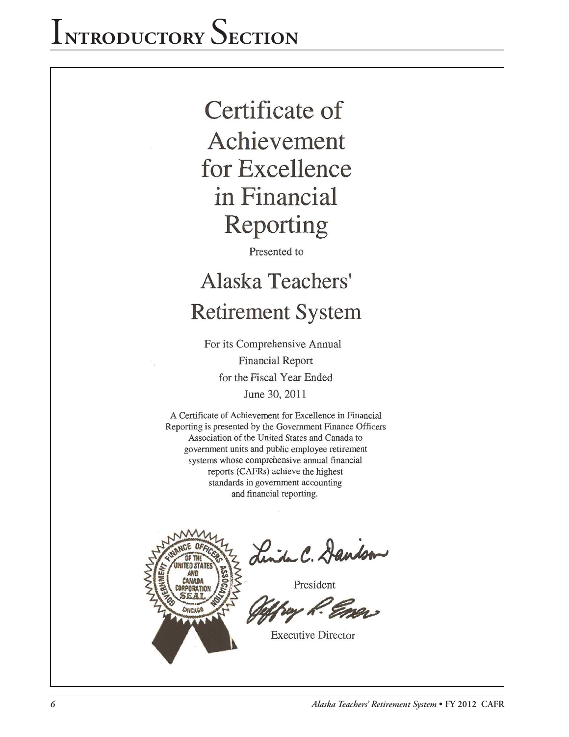# Introductory Section

# Certificate of Achievement for Excellence in Financial Reporting

Presented to

## Alaska Teachers' Retirement System

For its Comprehensive Annual Financial Report for the Fiscal Year Ended June 30, 2011

A Certificate of Achievement for Excellence in Financial Reporting is presented by the Government Finance Officers Association of the United States and Canada to government units and public employee retirement systems whose comprehensive annual financial reports (CAFRs) achieve the highest standards in government accounting and financial reporting.

GOVERNMENT FINANCE OFFICERS ASSOCIATION OF THE UNITED STATES AND CANADA CORPORATION SEAL CHICAGO

Linda C. Davidson

President

Jeffrey R. Esser

Executive Director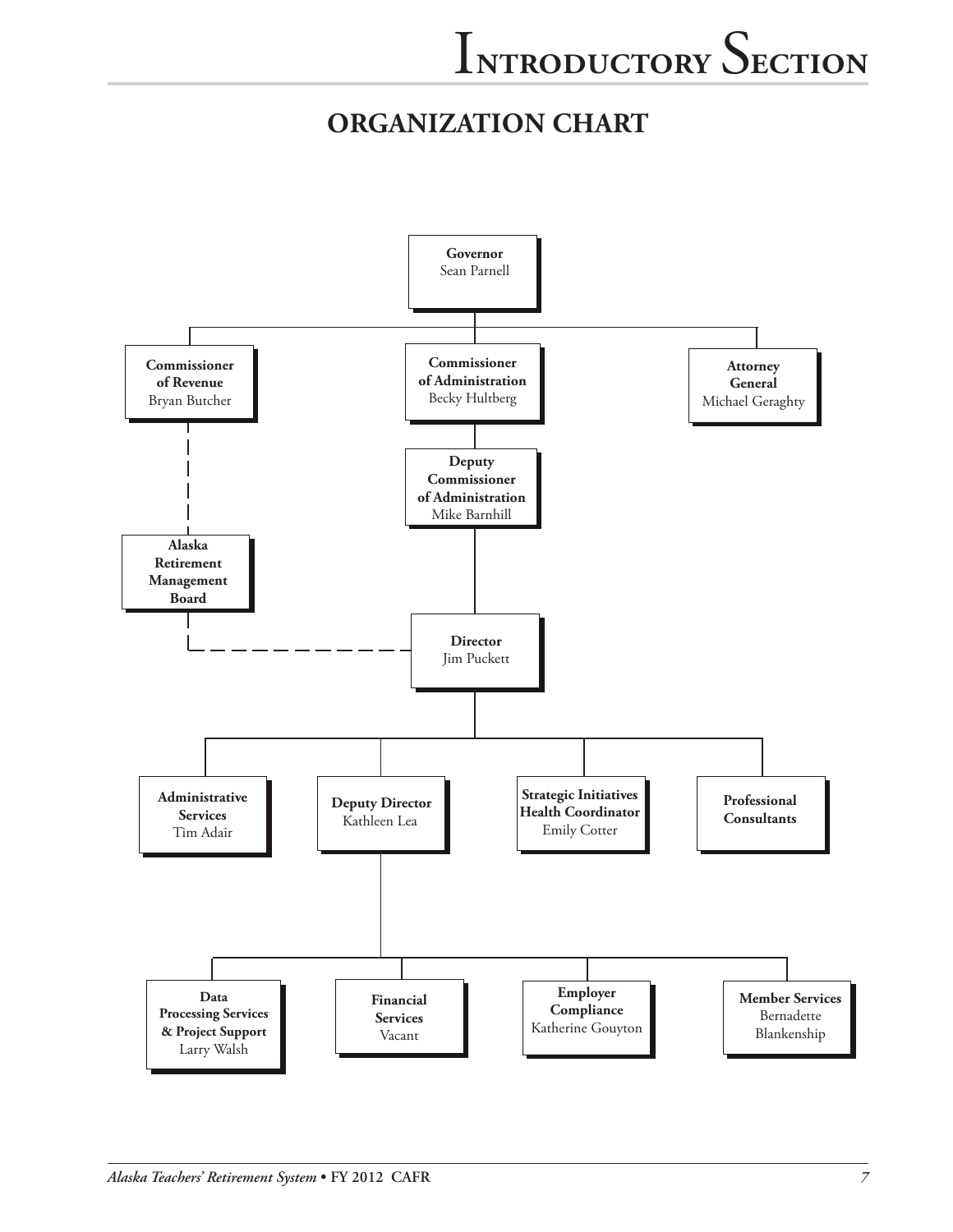## ORGANIZATION CHART

- **Governor** Sean Parnell
  - **Commissioner of Revenue** Bryan Butcher
    - **Alaska Retirement Management Board** (dashed line)
  - **Commissioner of Administration** Becky Hultberg
    - **Deputy Commissioner of Administration** Mike Barnhill
      - **Director** Jim Puckett (dashed line to Alaska Retirement Management Board)
        - **Administrative Services** Tim Adair
        - **Deputy Director** Kathleen Lea
          - **Data Processing Services & Project Support** Larry Walsh
          - **Financial Services** Vacant
          - **Employer Compliance** Katherine Gouyton
          - **Member Services** Bernadette Blankenship
        - **Strategic Initiatives Health Coordinator** Emily Cotter
        - **Professional Consultants**
  - **Attorney General** Michael Geraghty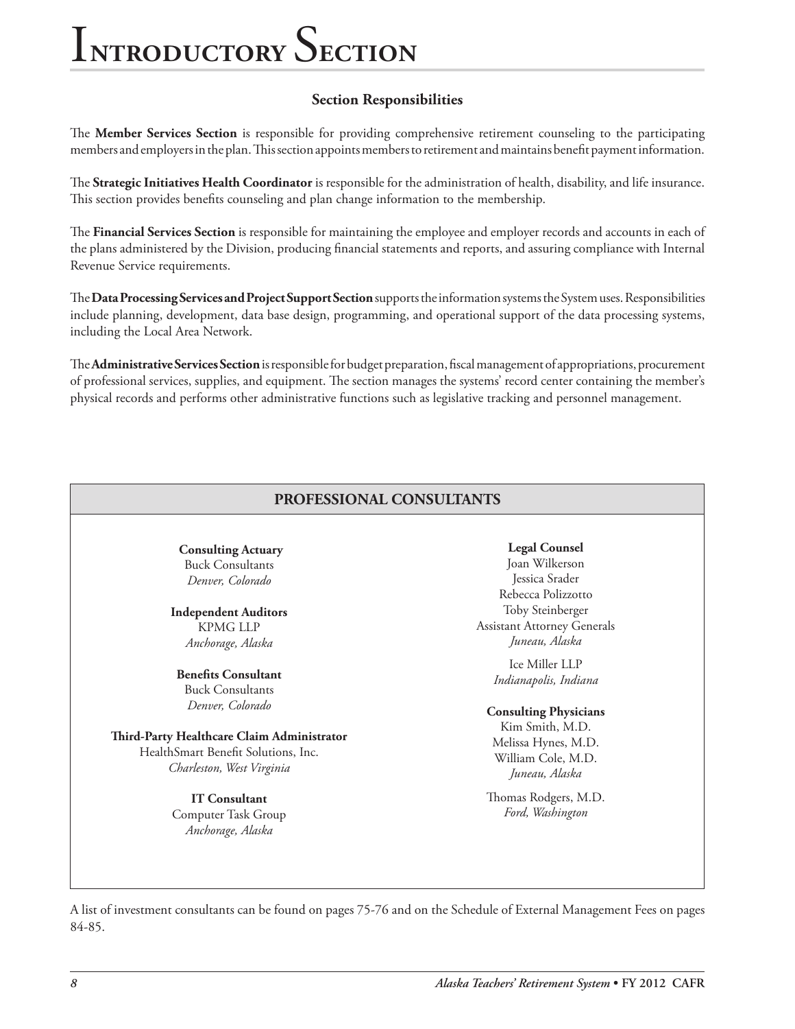### Section Responsibilities

The **Member Services Section** is responsible for providing comprehensive retirement counseling to the participating members and employers in the plan. This section appoints members to retirement and maintains benefit payment information.

The **Strategic Initiatives Health Coordinator** is responsible for the administration of health, disability, and life insurance. This section provides benefits counseling and plan change information to the membership.

The **Financial Services Section** is responsible for maintaining the employee and employer records and accounts in each of the plans administered by the Division, producing financial statements and reports, and assuring compliance with Internal Revenue Service requirements.

The **Data Processing Services and Project Support Section** supports the information systems the System uses. Responsibilities include planning, development, data base design, programming, and operational support of the data processing systems, including the Local Area Network.

The **Administrative Services Section** is responsible for budget preparation, fiscal management of appropriations, procurement of professional services, supplies, and equipment. The section manages the systems' record center containing the member's physical records and performs other administrative functions such as legislative tracking and personnel management.

## PROFESSIONAL CONSULTANTS

**Consulting Actuary**
Buck Consultants
*Denver, Colorado*

**Independent Auditors**
KPMG LLP
*Anchorage, Alaska*

**Benefits Consultant**
Buck Consultants
*Denver, Colorado*

**Third-Party Healthcare Claim Administrator**
HealthSmart Benefit Solutions, Inc.
*Charleston, West Virginia*

**IT Consultant**
Computer Task Group
*Anchorage, Alaska*

**Legal Counsel**
Joan Wilkerson
Jessica Srader
Rebecca Polizzotto
Toby Steinberger
Assistant Attorney Generals
*Juneau, Alaska*

Ice Miller LLP
*Indianapolis, Indiana*

**Consulting Physicians**
Kim Smith, M.D.
Melissa Hynes, M.D.
William Cole, M.D.
*Juneau, Alaska*

Thomas Rodgers, M.D.
*Ford, Washington*

A list of investment consultants can be found on pages 75-76 and on the Schedule of External Management Fees on pages 84-85.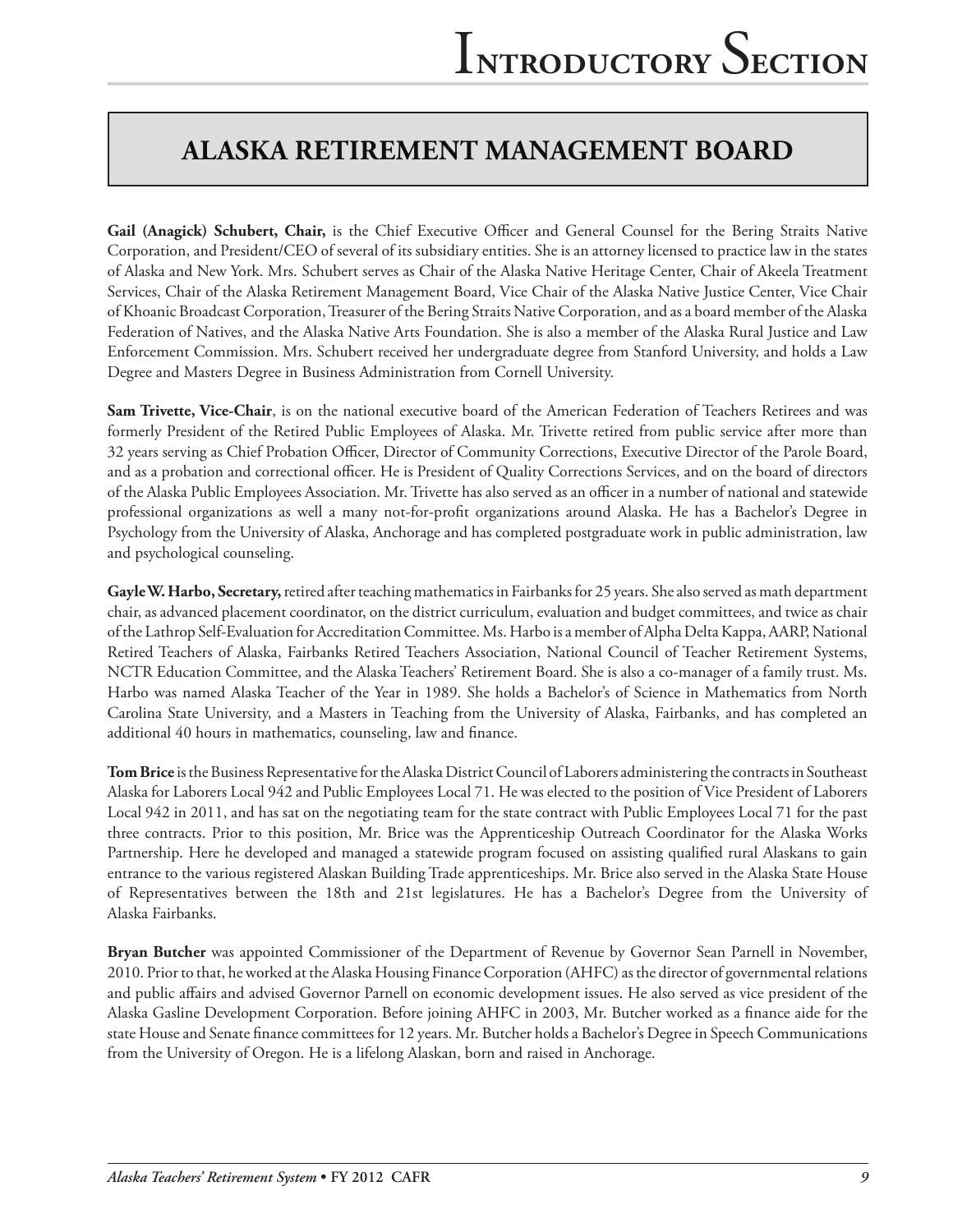## ALASKA RETIREMENT MANAGEMENT BOARD

**Gail (Anagick) Schubert, Chair,** is the Chief Executive Officer and General Counsel for the Bering Straits Native Corporation, and President/CEO of several of its subsidiary entities. She is an attorney licensed to practice law in the states of Alaska and New York. Mrs. Schubert serves as Chair of the Alaska Native Heritage Center, Chair of Akeela Treatment Services, Chair of the Alaska Retirement Management Board, Vice Chair of the Alaska Native Justice Center, Vice Chair of Khoanic Broadcast Corporation, Treasurer of the Bering Straits Native Corporation, and as a board member of the Alaska Federation of Natives, and the Alaska Native Arts Foundation. She is also a member of the Alaska Rural Justice and Law Enforcement Commission. Mrs. Schubert received her undergraduate degree from Stanford University, and holds a Law Degree and Masters Degree in Business Administration from Cornell University.

**Sam Trivette, Vice-Chair**, is on the national executive board of the American Federation of Teachers Retirees and was formerly President of the Retired Public Employees of Alaska. Mr. Trivette retired from public service after more than 32 years serving as Chief Probation Officer, Director of Community Corrections, Executive Director of the Parole Board, and as a probation and correctional officer. He is President of Quality Corrections Services, and on the board of directors of the Alaska Public Employees Association. Mr. Trivette has also served as an officer in a number of national and statewide professional organizations as well a many not-for-profit organizations around Alaska. He has a Bachelor's Degree in Psychology from the University of Alaska, Anchorage and has completed postgraduate work in public administration, law and psychological counseling.

**Gayle W. Harbo, Secretary,** retired after teaching mathematics in Fairbanks for 25 years. She also served as math department chair, as advanced placement coordinator, on the district curriculum, evaluation and budget committees, and twice as chair of the Lathrop Self-Evaluation for Accreditation Committee. Ms. Harbo is a member of Alpha Delta Kappa, AARP, National Retired Teachers of Alaska, Fairbanks Retired Teachers Association, National Council of Teacher Retirement Systems, NCTR Education Committee, and the Alaska Teachers' Retirement Board. She is also a co-manager of a family trust. Ms. Harbo was named Alaska Teacher of the Year in 1989. She holds a Bachelor's of Science in Mathematics from North Carolina State University, and a Masters in Teaching from the University of Alaska, Fairbanks, and has completed an additional 40 hours in mathematics, counseling, law and finance.

**Tom Brice** is the Business Representative for the Alaska District Council of Laborers administering the contracts in Southeast Alaska for Laborers Local 942 and Public Employees Local 71. He was elected to the position of Vice President of Laborers Local 942 in 2011, and has sat on the negotiating team for the state contract with Public Employees Local 71 for the past three contracts. Prior to this position, Mr. Brice was the Apprenticeship Outreach Coordinator for the Alaska Works Partnership. Here he developed and managed a statewide program focused on assisting qualified rural Alaskans to gain entrance to the various registered Alaskan Building Trade apprenticeships. Mr. Brice also served in the Alaska State House of Representatives between the 18th and 21st legislatures. He has a Bachelor's Degree from the University of Alaska Fairbanks.

**Bryan Butcher** was appointed Commissioner of the Department of Revenue by Governor Sean Parnell in November, 2010. Prior to that, he worked at the Alaska Housing Finance Corporation (AHFC) as the director of governmental relations and public affairs and advised Governor Parnell on economic development issues. He also served as vice president of the Alaska Gasline Development Corporation. Before joining AHFC in 2003, Mr. Butcher worked as a finance aide for the state House and Senate finance committees for 12 years. Mr. Butcher holds a Bachelor's Degree in Speech Communications from the University of Oregon. He is a lifelong Alaskan, born and raised in Anchorage.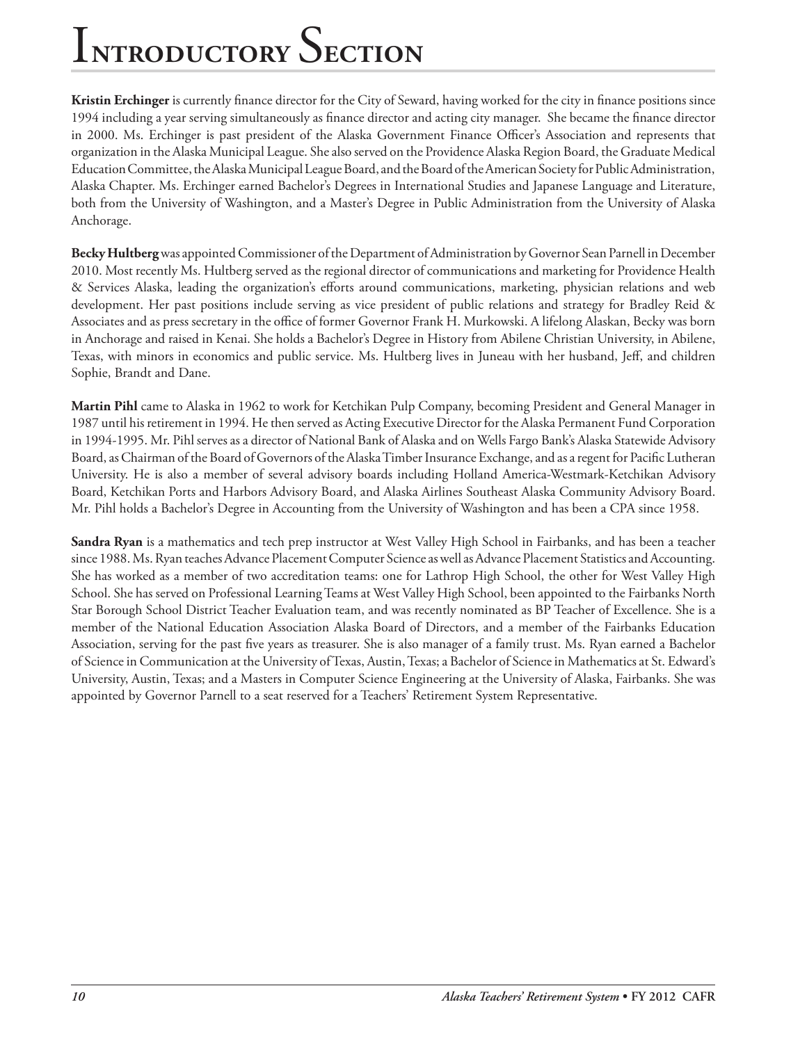**Kristin Erchinger** is currently finance director for the City of Seward, having worked for the city in finance positions since 1994 including a year serving simultaneously as finance director and acting city manager. She became the finance director in 2000. Ms. Erchinger is past president of the Alaska Government Finance Officer's Association and represents that organization in the Alaska Municipal League. She also served on the Providence Alaska Region Board, the Graduate Medical Education Committee, the Alaska Municipal League Board, and the Board of the American Society for Public Administration, Alaska Chapter. Ms. Erchinger earned Bachelor's Degrees in International Studies and Japanese Language and Literature, both from the University of Washington, and a Master's Degree in Public Administration from the University of Alaska Anchorage.

**Becky Hultberg** was appointed Commissioner of the Department of Administration by Governor Sean Parnell in December 2010. Most recently Ms. Hultberg served as the regional director of communications and marketing for Providence Health & Services Alaska, leading the organization's efforts around communications, marketing, physician relations and web development. Her past positions include serving as vice president of public relations and strategy for Bradley Reid & Associates and as press secretary in the office of former Governor Frank H. Murkowski. A lifelong Alaskan, Becky was born in Anchorage and raised in Kenai. She holds a Bachelor's Degree in History from Abilene Christian University, in Abilene, Texas, with minors in economics and public service. Ms. Hultberg lives in Juneau with her husband, Jeff, and children Sophie, Brandt and Dane.

**Martin Pihl** came to Alaska in 1962 to work for Ketchikan Pulp Company, becoming President and General Manager in 1987 until his retirement in 1994. He then served as Acting Executive Director for the Alaska Permanent Fund Corporation in 1994-1995. Mr. Pihl serves as a director of National Bank of Alaska and on Wells Fargo Bank's Alaska Statewide Advisory Board, as Chairman of the Board of Governors of the Alaska Timber Insurance Exchange, and as a regent for Pacific Lutheran University. He is also a member of several advisory boards including Holland America-Westmark-Ketchikan Advisory Board, Ketchikan Ports and Harbors Advisory Board, and Alaska Airlines Southeast Alaska Community Advisory Board. Mr. Pihl holds a Bachelor's Degree in Accounting from the University of Washington and has been a CPA since 1958.

**Sandra Ryan** is a mathematics and tech prep instructor at West Valley High School in Fairbanks, and has been a teacher since 1988. Ms. Ryan teaches Advance Placement Computer Science as well as Advance Placement Statistics and Accounting. She has worked as a member of two accreditation teams: one for Lathrop High School, the other for West Valley High School. She has served on Professional Learning Teams at West Valley High School, been appointed to the Fairbanks North Star Borough School District Teacher Evaluation team, and was recently nominated as BP Teacher of Excellence. She is a member of the National Education Association Alaska Board of Directors, and a member of the Fairbanks Education Association, serving for the past five years as treasurer. She is also manager of a family trust. Ms. Ryan earned a Bachelor of Science in Communication at the University of Texas, Austin, Texas; a Bachelor of Science in Mathematics at St. Edward's University, Austin, Texas; and a Masters in Computer Science Engineering at the University of Alaska, Fairbanks. She was appointed by Governor Parnell to a seat reserved for a Teachers' Retirement System Representative.